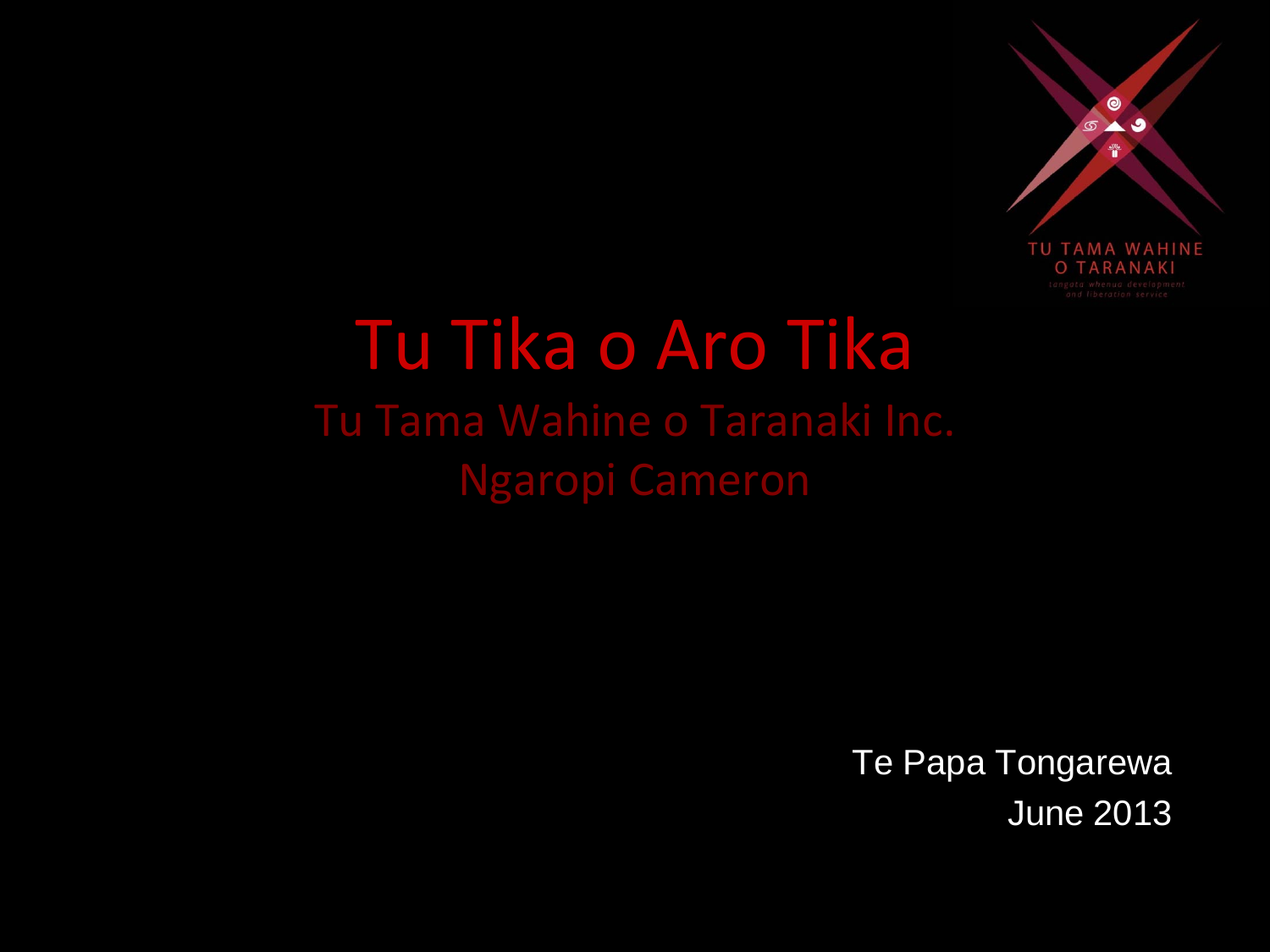TU TAMA WAHINE
O TARANAKI
tangata whenua development
and liberation service

# Tu Tika o Aro Tika

## Tu Tama Wahine o Taranaki Inc.

## Ngaropi Cameron

Te Papa Tongarewa
June 2013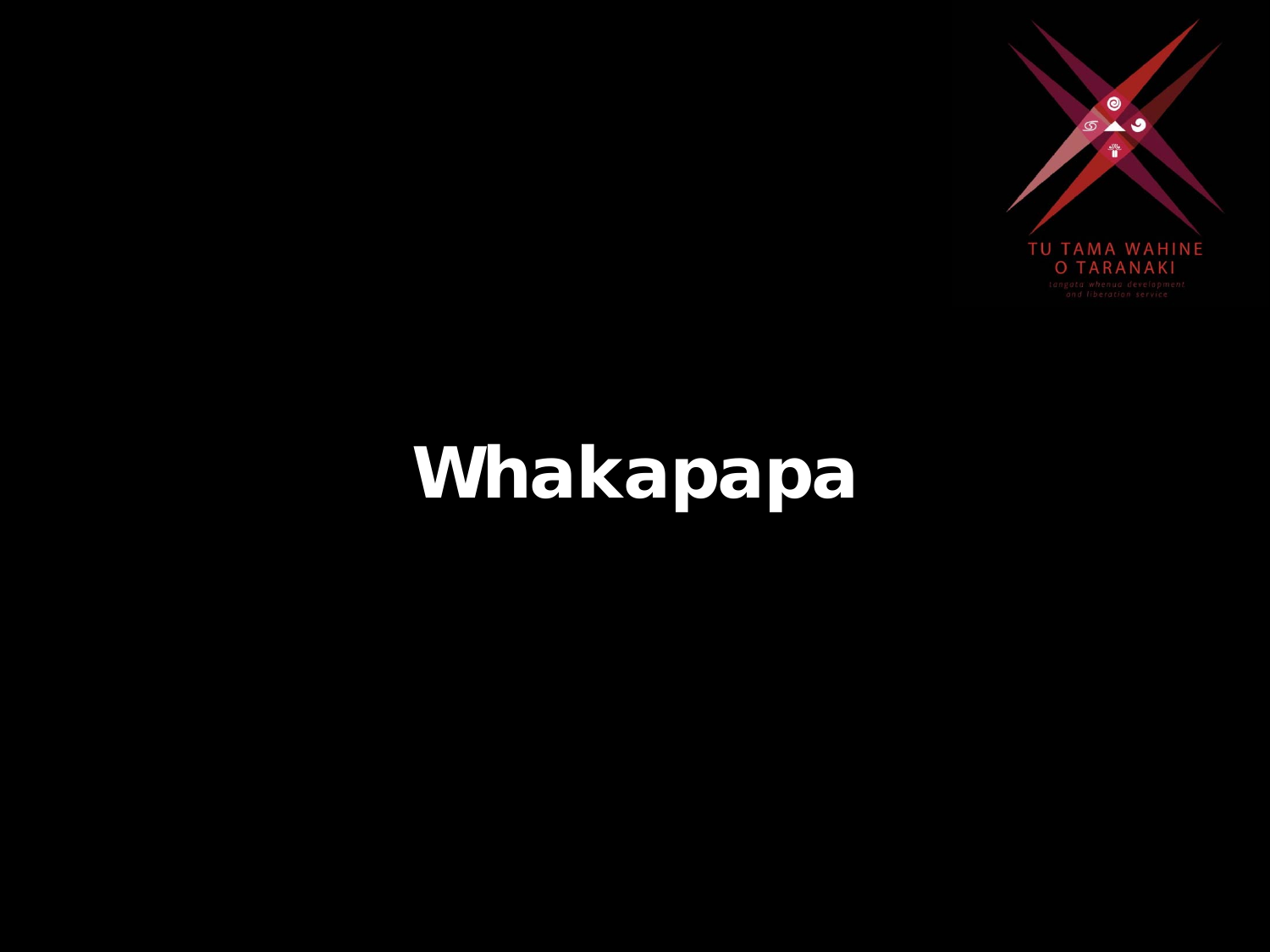# Whakapapa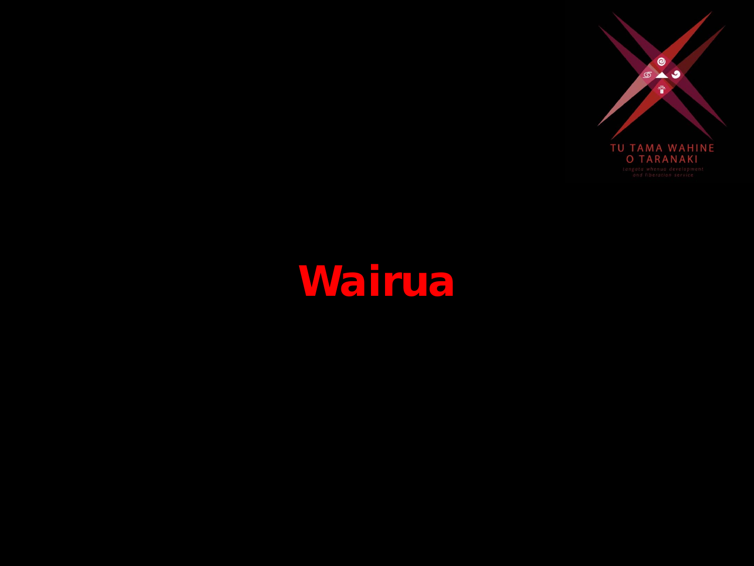# Wairua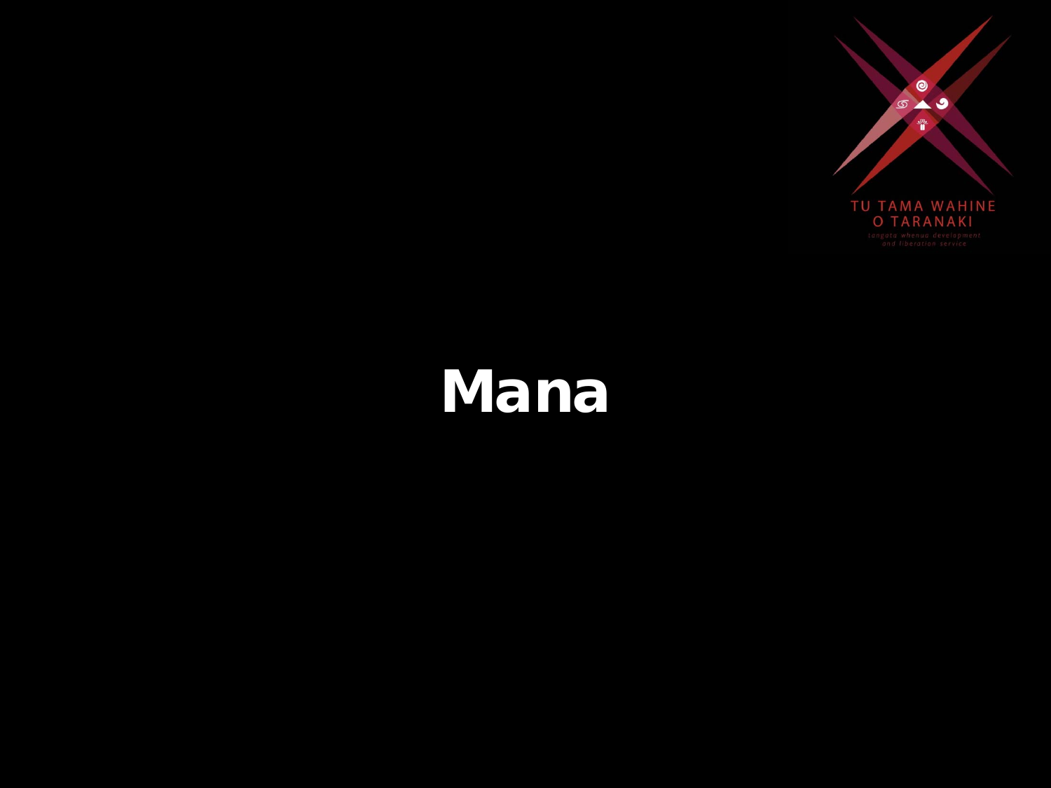TU TAMA WAHINE O TARANAKI

*tangata whenua development and liberation service*

# Mana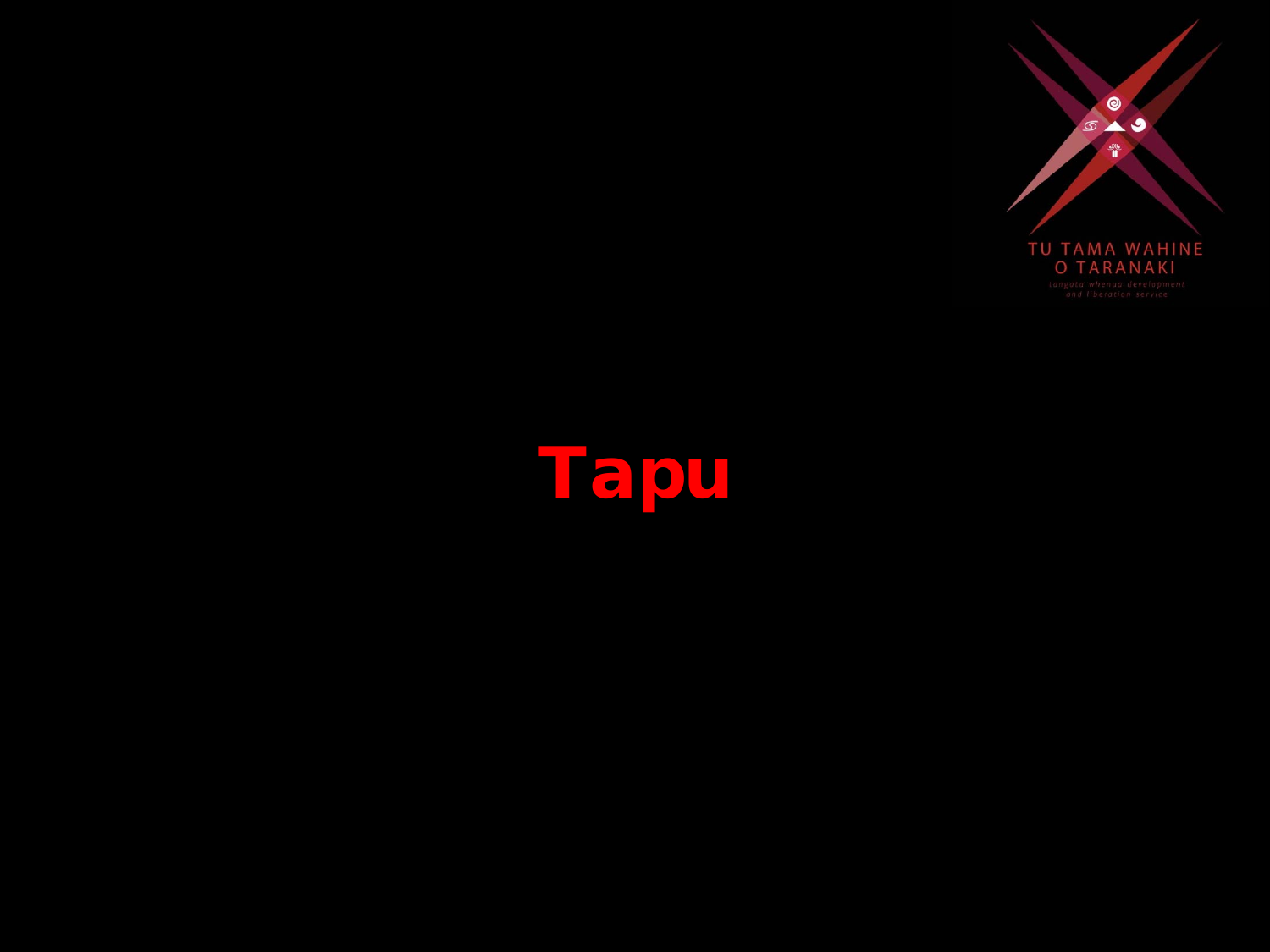# Tapu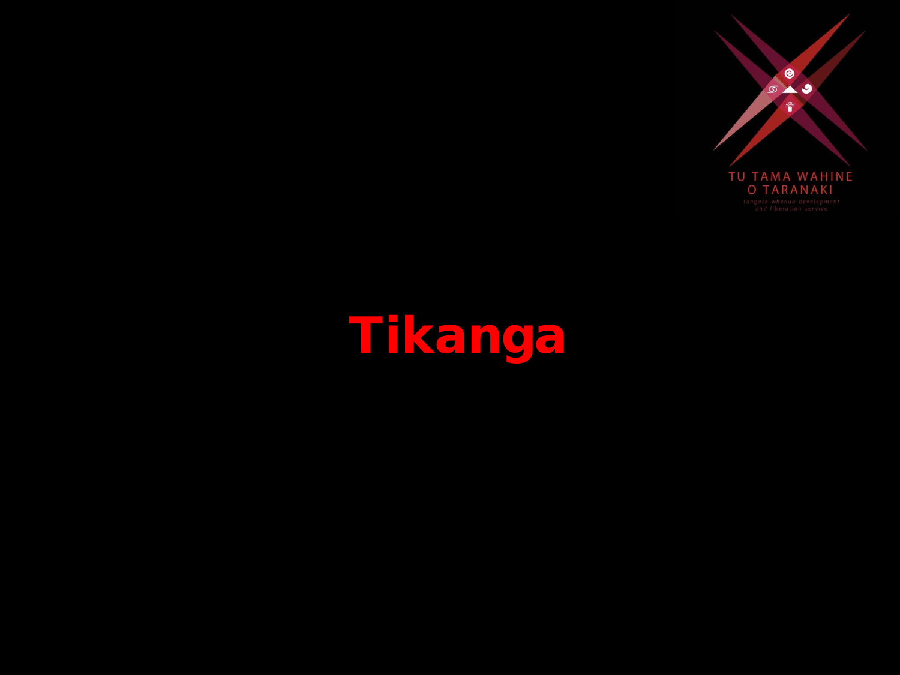# Tikanga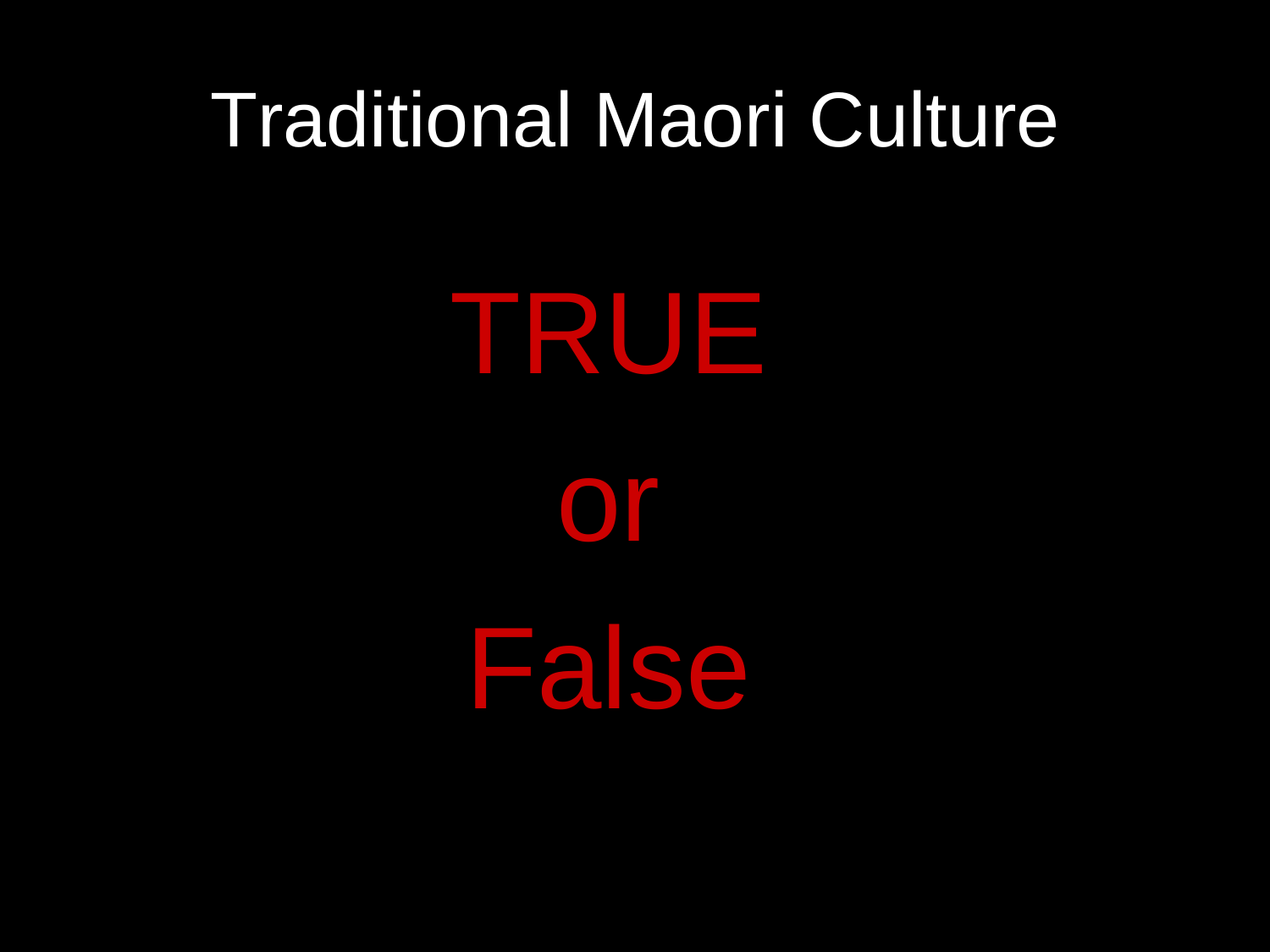# Traditional Maori Culture

TRUE

or

False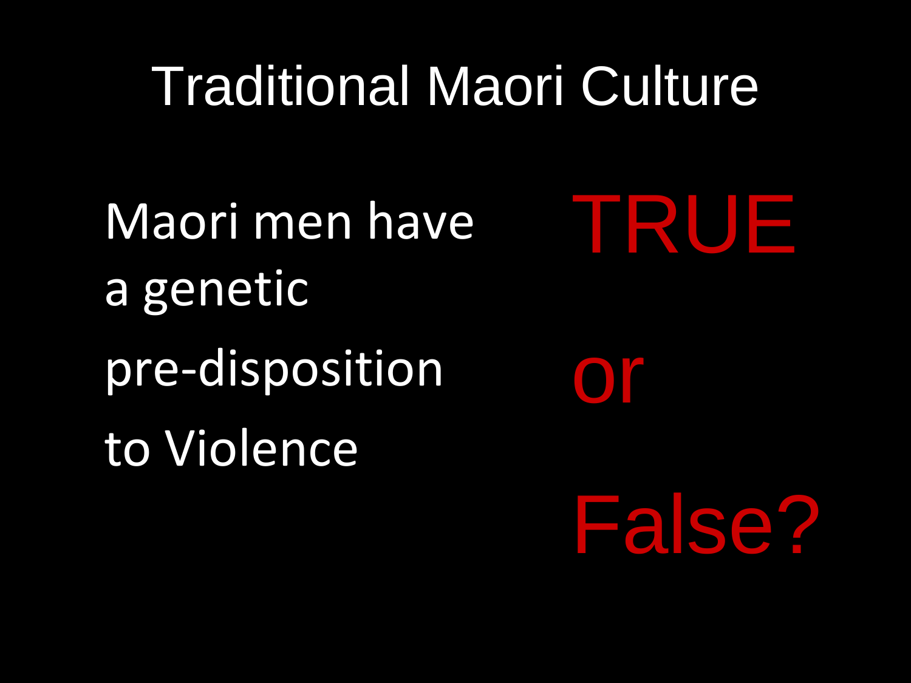# Traditional Maori Culture

Maori men have a genetic pre-disposition to Violence

TRUE

or

False?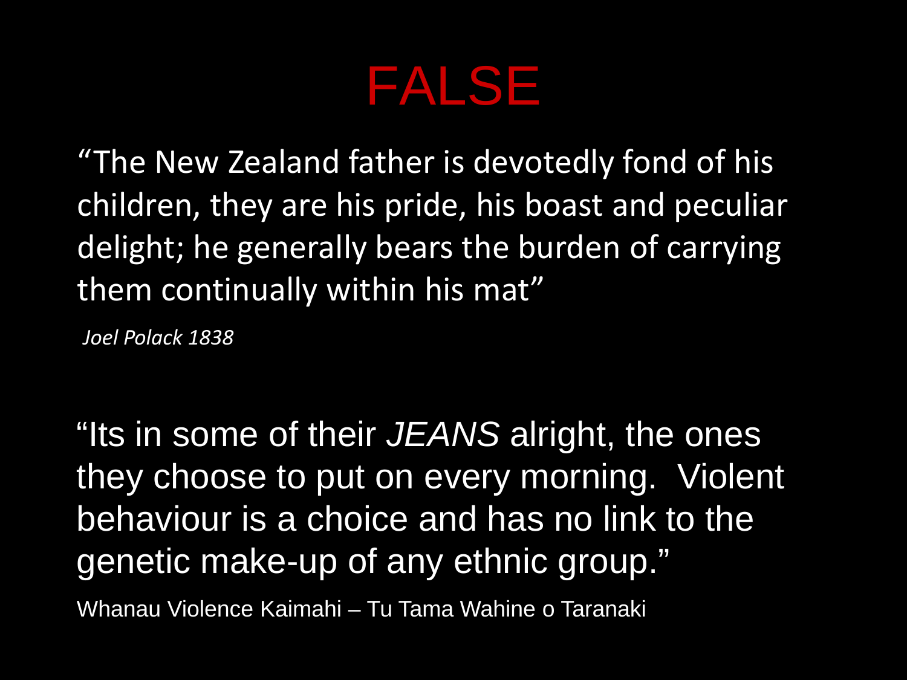# FALSE

"The New Zealand father is devotedly fond of his children, they are his pride, his boast and peculiar delight; he generally bears the burden of carrying them continually within his mat"

*Joel Polack 1838*

"Its in some of their *JEANS* alright, the ones they choose to put on every morning. Violent behaviour is a choice and has no link to the genetic make-up of any ethnic group."

Whanau Violence Kaimahi – Tu Tama Wahine o Taranaki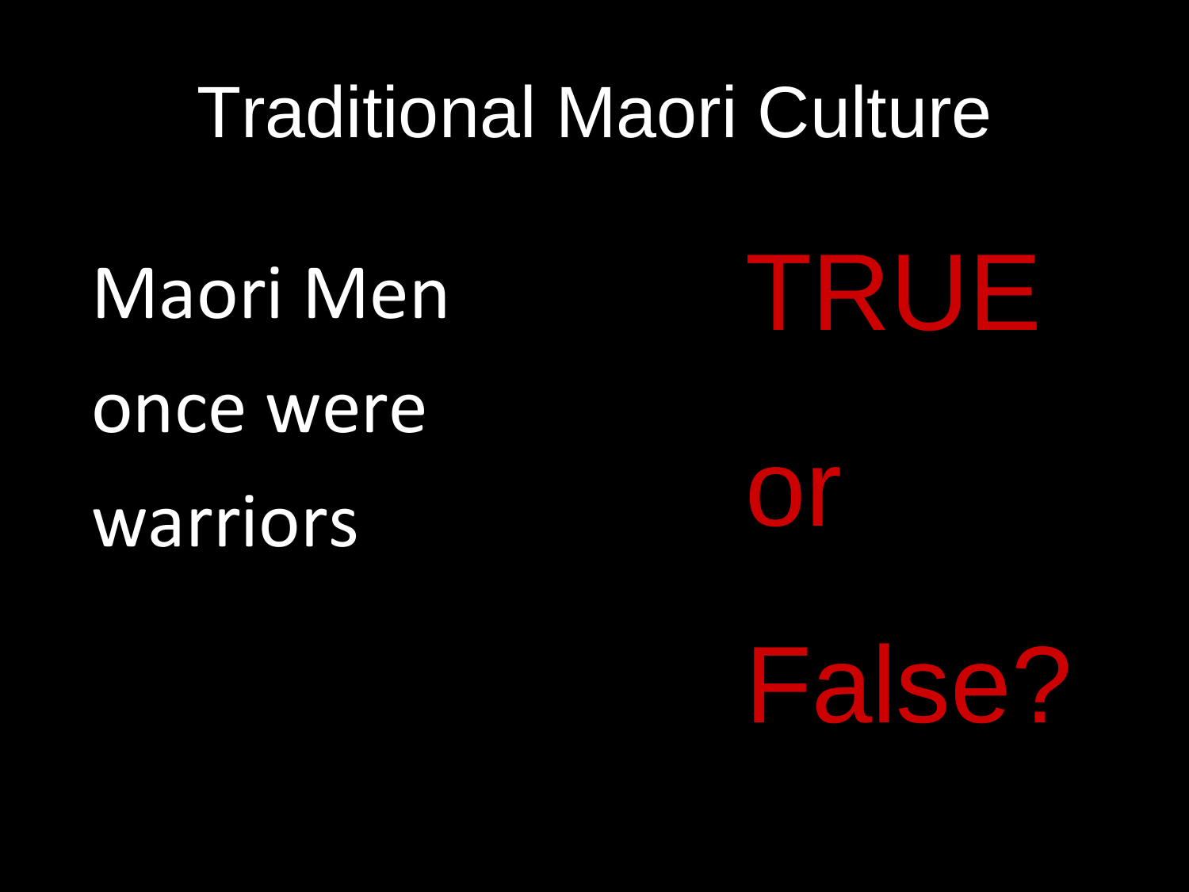# Traditional Maori Culture

Maori Men once were warriors

TRUE

or

False?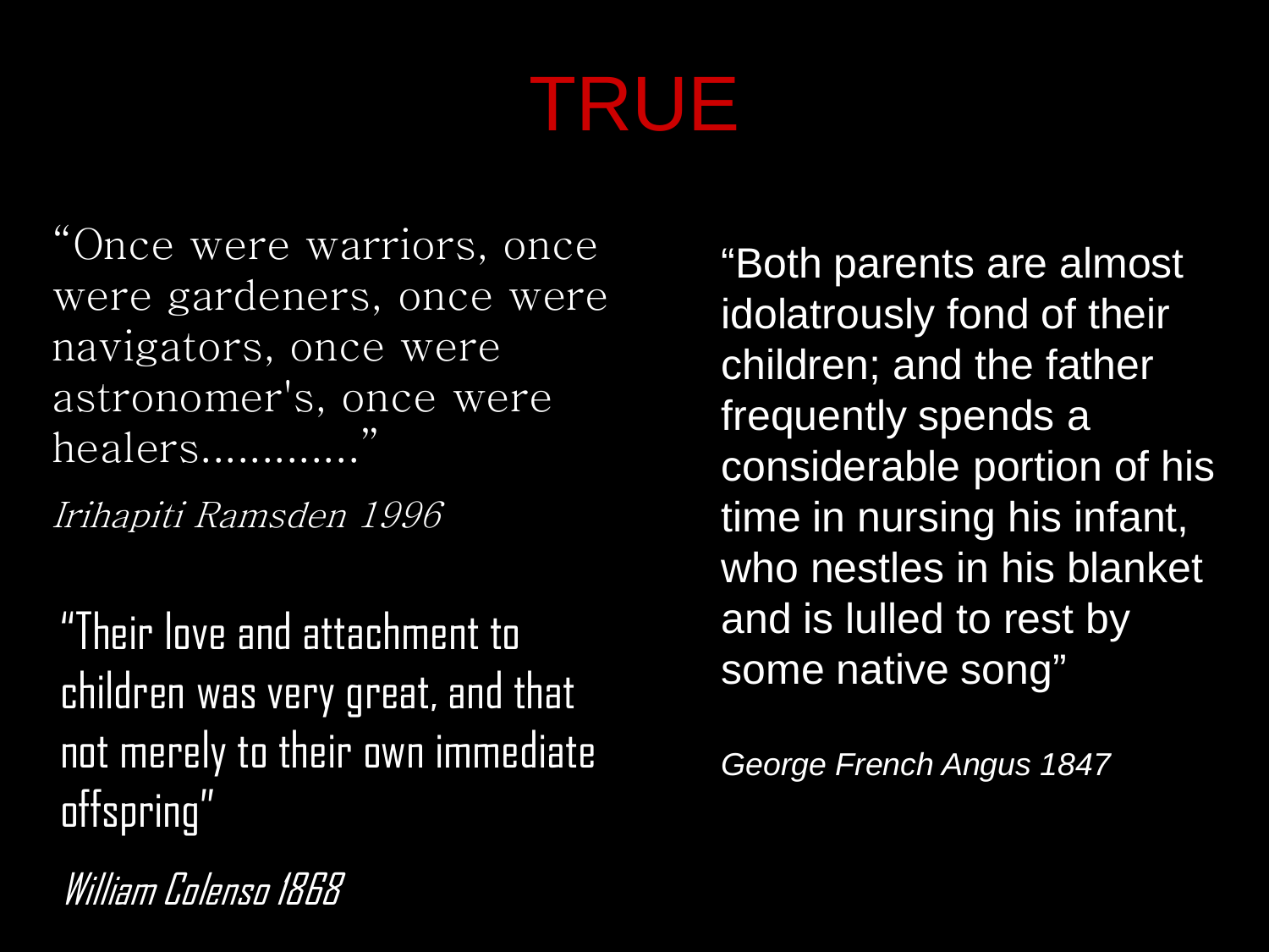# TRUE

"Once were warriors, once were gardeners, once were navigators, once were astronomer's, once were healers............."

*Irihapiti Ramsden 1996*

"Their love and attachment to children was very great, and that not merely to their own immediate offspring"

*William Colenso 1868*

"Both parents are almost idolatrously fond of their children; and the father frequently spends a considerable portion of his time in nursing his infant, who nestles in his blanket and is lulled to rest by some native song"

*George French Angus 1847*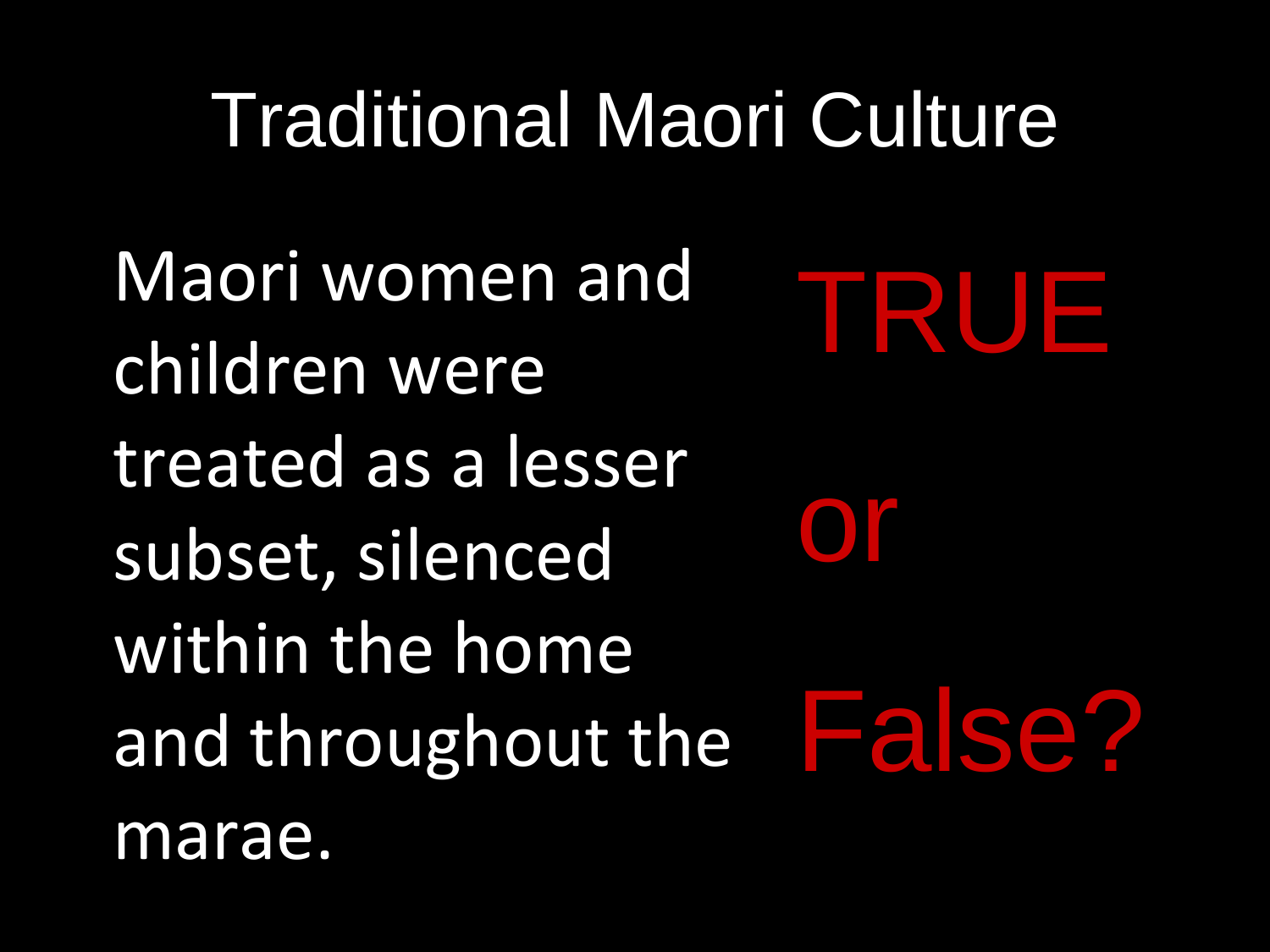# Traditional Maori Culture

Maori women and children were treated as a lesser subset, silenced within the home and throughout the marae.

TRUE

or

False?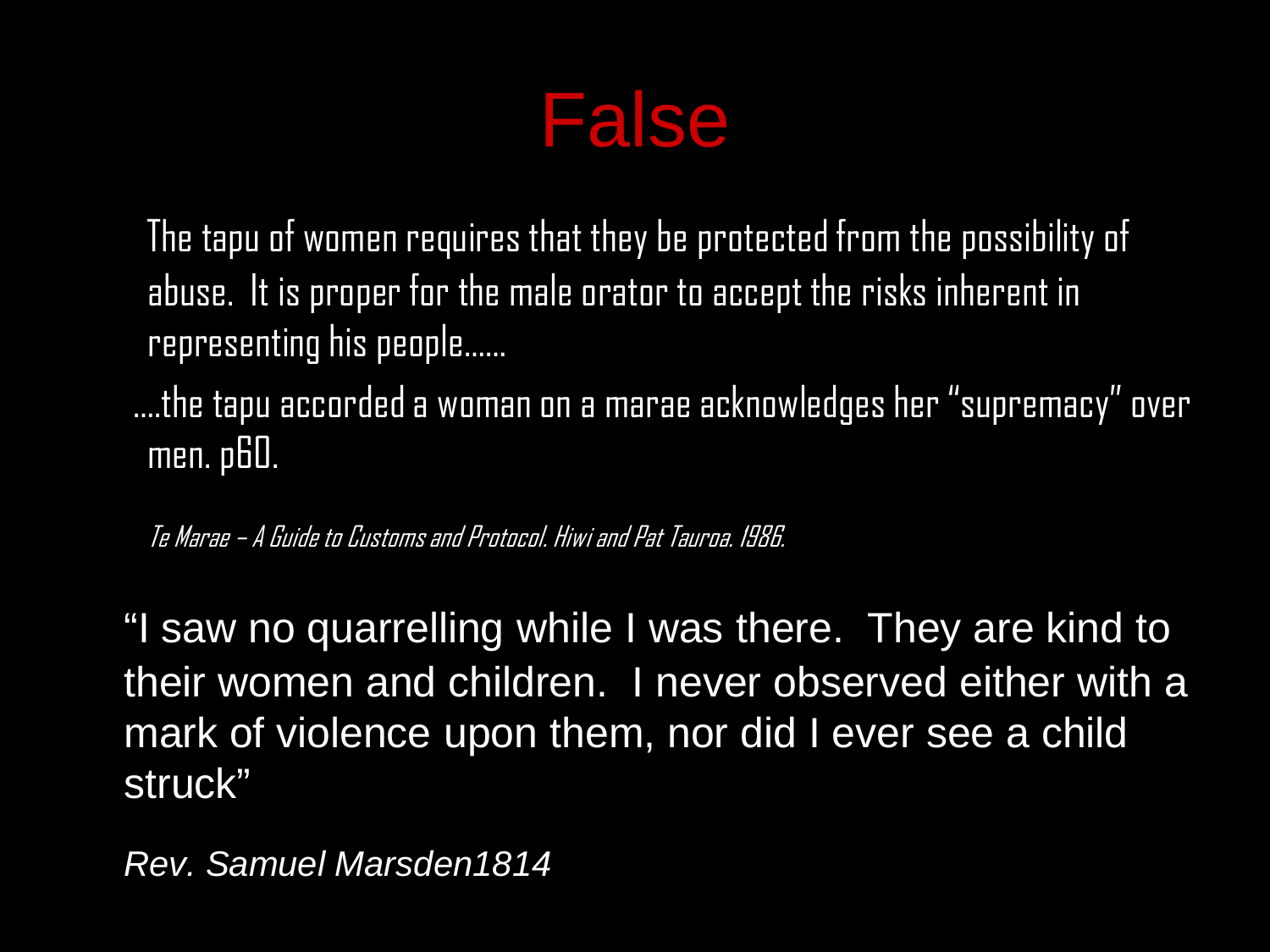# False

The tapu of women requires that they be protected from the possibility of abuse. It is proper for the male orator to accept the risks inherent in representing his people......

....the tapu accorded a woman on a marae acknowledges her "supremacy" over men. p60.

*Te Marae – A Guide to Customs and Protocol. Hiwi and Pat Tauroa. 1986.*

"I saw no quarrelling while I was there. They are kind to their women and children. I never observed either with a mark of violence upon them, nor did I ever see a child struck"

*Rev. Samuel Marsden1814*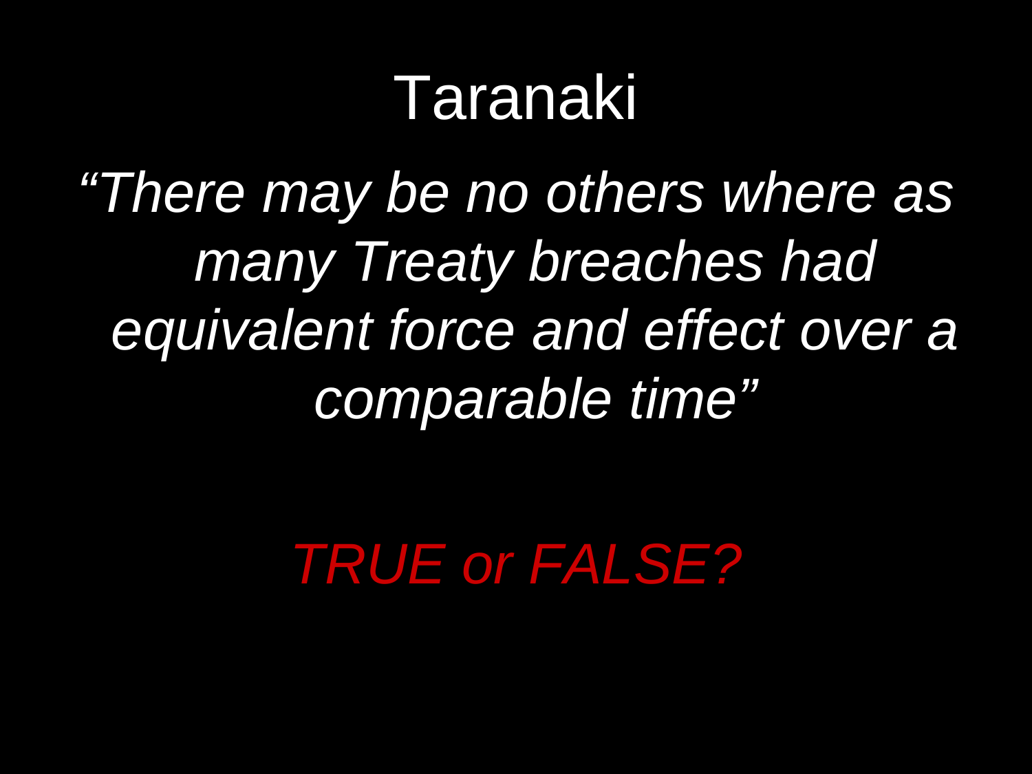# Taranaki

*“There may be no others where as many Treaty breaches had equivalent force and effect over a comparable time”*

*TRUE or FALSE?*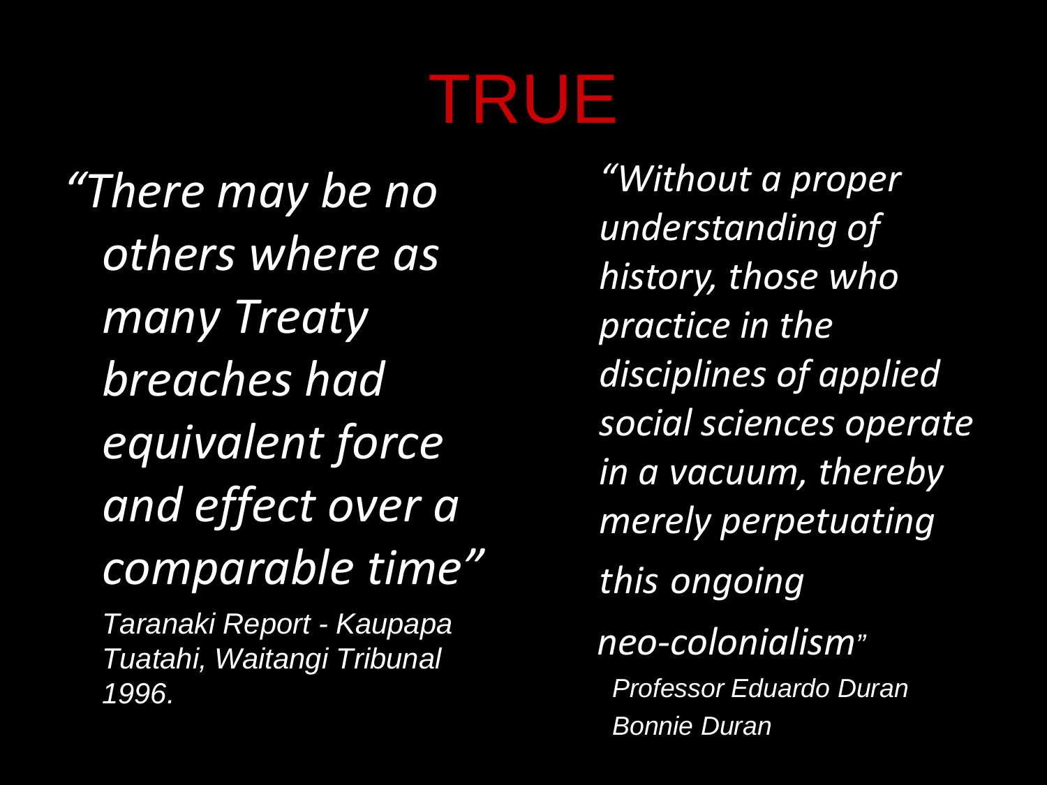# TRUE

*"There may be no others where as many Treaty breaches had equivalent force and effect over a comparable time"*

*Taranaki Report - Kaupapa Tuatahi, Waitangi Tribunal 1996.*

*"Without a proper understanding of history, those who practice in the disciplines of applied social sciences operate in a vacuum, thereby merely perpetuating this ongoing neo-colonialism"*

*Professor Eduardo Duran*
*Bonnie Duran*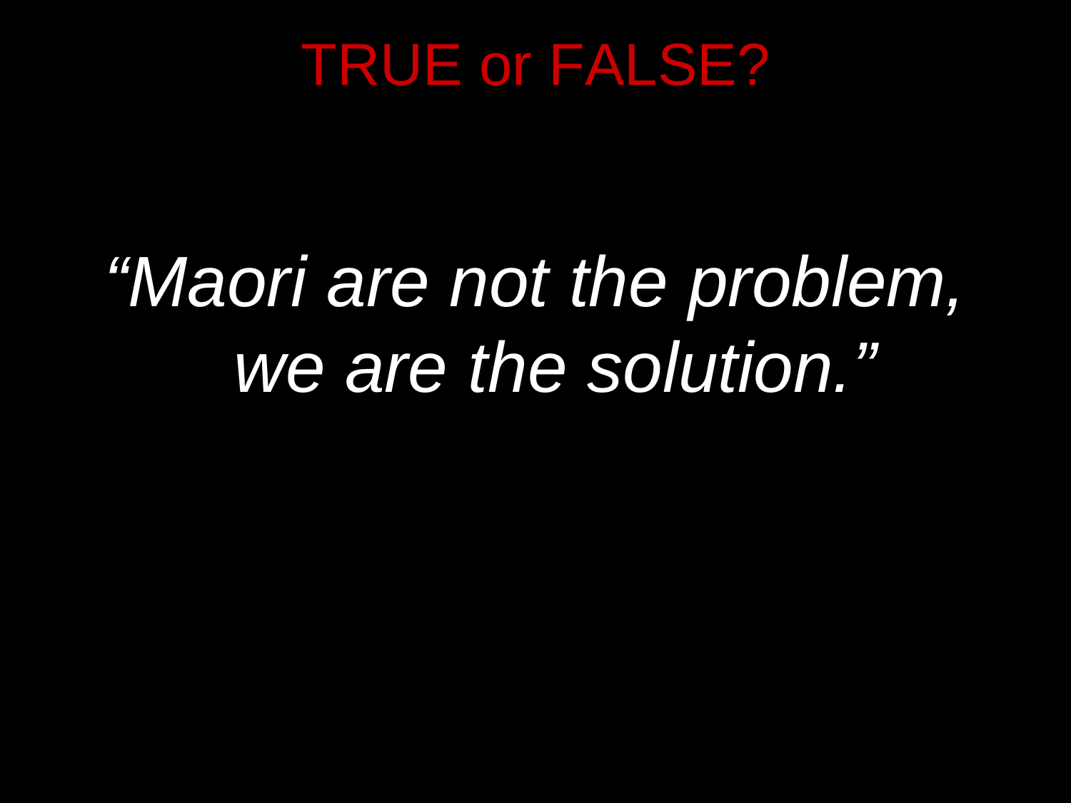# TRUE or FALSE?

*“Maori are not the problem, we are the solution.”*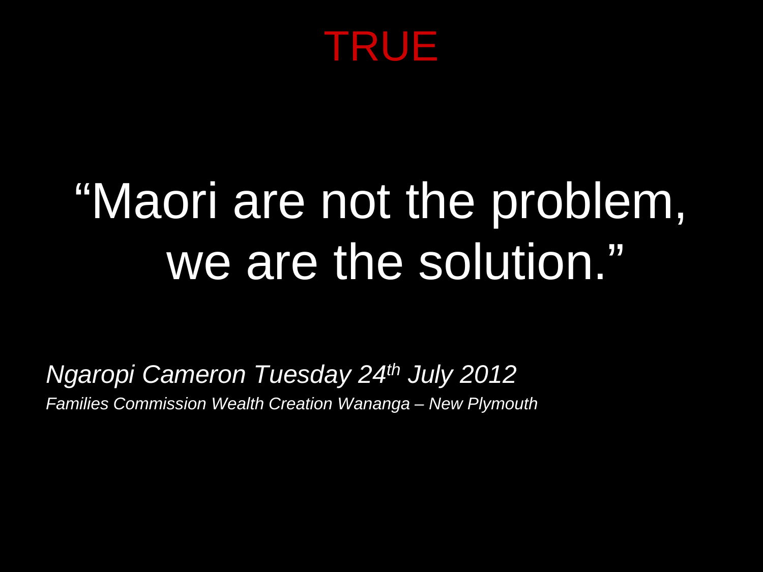# TRUE

"Maori are not the problem, we are the solution."

*Ngaropi Cameron Tuesday 24th July 2012*

*Families Commission Wealth Creation Wananga – New Plymouth*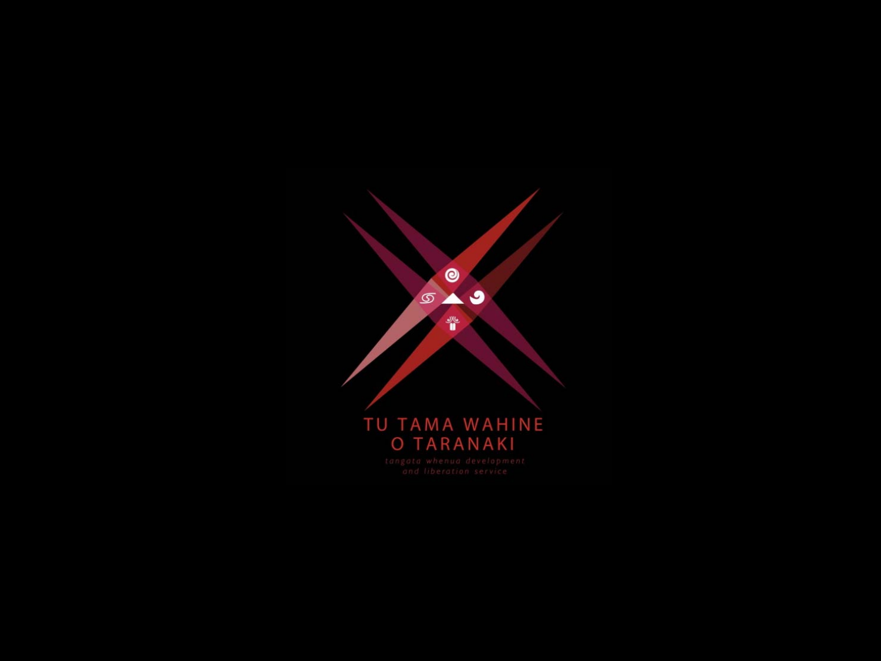TU TAMA WAHINE
O TARANAKI

*tangata whenua development
and liberation service*